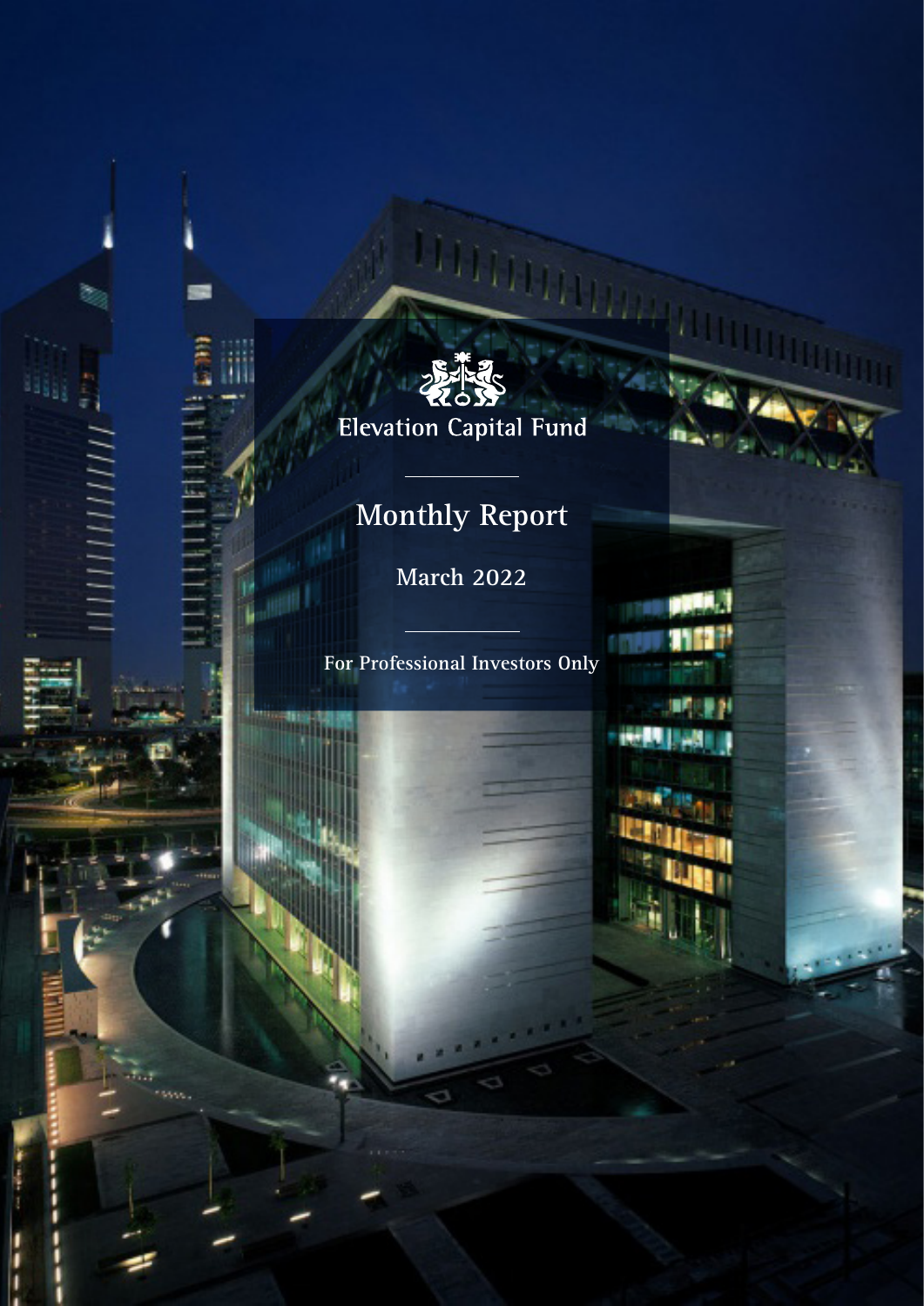Elevation Capital Fund

# Monthly Report

## March 2022

For Professional Investors Only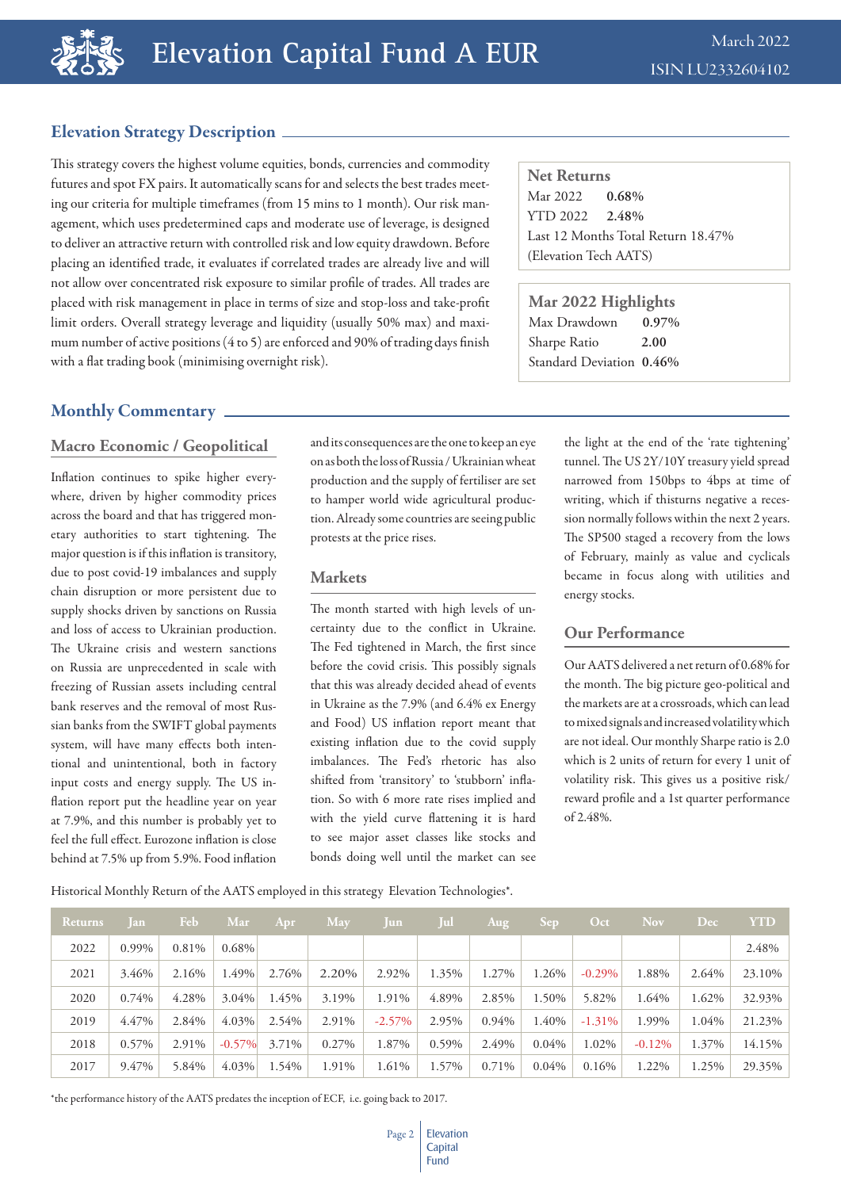# Elevation Capital Fund A EUR

March 2022
ISIN LU2332604102

## Elevation Strategy Description

This strategy covers the highest volume equities, bonds, currencies and commodity futures and spot FX pairs. It automatically scans for and selects the best trades meeting our criteria for multiple timeframes (from 15 mins to 1 month). Our risk management, which uses predetermined caps and moderate use of leverage, is designed to deliver an attractive return with controlled risk and low equity drawdown. Before placing an identified trade, it evaluates if correlated trades are already live and will not allow over concentrated risk exposure to similar profile of trades. All trades are placed with risk management in place in terms of size and stop-loss and take-profit limit orders. Overall strategy leverage and liquidity (usually 50% max) and maximum number of active positions (4 to 5) are enforced and 90% of trading days finish with a flat trading book (minimising overnight risk).

**Net Returns**

Mar 2022 **0.68%**
YTD 2022 **2.48%**
Last 12 Months Total Return 18.47%
(Elevation Tech AATS)

**Mar 2022 Highlights**

Max Drawdown **0.97%**
Sharpe Ratio **2.00**
Standard Deviation **0.46%**

## Monthly Commentary

### Macro Economic / Geopolitical

Inflation continues to spike higher everywhere, driven by higher commodity prices across the board and that has triggered monetary authorities to start tightening. The major question is if this inflation is transitory, due to post covid-19 imbalances and supply chain disruption or more persistent due to supply shocks driven by sanctions on Russia and loss of access to Ukrainian production. The Ukraine crisis and western sanctions on Russia are unprecedented in scale with freezing of Russian assets including central bank reserves and the removal of most Russian banks from the SWIFT global payments system, will have many effects both intentional and unintentional, both in factory input costs and energy supply. The US inflation report put the headline year on year at 7.9%, and this number is probably yet to feel the full effect. Eurozone inflation is close behind at 7.5% up from 5.9%. Food inflation and its consequences are the one to keep an eye on as both the loss of Russia / Ukrainian wheat production and the supply of fertiliser are set to hamper world wide agricultural production. Already some countries are seeing public protests at the price rises.

### Markets

The month started with high levels of uncertainty due to the conflict in Ukraine. The Fed tightened in March, the first since before the covid crisis. This possibly signals that this was already decided ahead of events in Ukraine as the 7.9% (and 6.4% ex Energy and Food) US inflation report meant that existing inflation due to the covid supply imbalances. The Fed's rhetoric has also shifted from 'transitory' to 'stubborn' inflation. So with 6 more rate rises implied and with the yield curve flattening it is hard to see major asset classes like stocks and bonds doing well until the market can see the light at the end of the 'rate tightening' tunnel. The US 2Y/10Y treasury yield spread narrowed from 150bps to 4bps at time of writing, which if thisturns negative a recession normally follows within the next 2 years. The SP500 staged a recovery from the lows of February, mainly as value and cyclicals became in focus along with utilities and energy stocks.

### Our Performance

Our AATS delivered a net return of 0.68% for the month. The big picture geo-political and the markets are at a crossroads, which can lead to mixed signals and increased volatility which are not ideal. Our monthly Sharpe ratio is 2.0 which is 2 units of return for every 1 unit of volatility risk. This gives us a positive risk/reward profile and a 1st quarter performance of 2.48%.

Historical Monthly Return of the AATS employed in this strategy Elevation Technologies*.

| Returns | Jan | Feb | Mar | Apr | May | Jun | Jul | Aug | Sep | Oct | Nov | Dec | YTD |
|---|---|---|---|---|---|---|---|---|---|---|---|---|---|
| 2022 | 0.99% | 0.81% | 0.68% | | | | | | | | | | 2.48% |
| 2021 | 3.46% | 2.16% | 1.49% | 2.76% | 2.20% | 2.92% | 1.35% | 1.27% | 1.26% | -0.29% | 1.88% | 2.64% | 23.10% |
| 2020 | 0.74% | 4.28% | 3.04% | 1.45% | 3.19% | 1.91% | 4.89% | 2.85% | 1.50% | 5.82% | 1.64% | 1.62% | 32.93% |
| 2019 | 4.47% | 2.84% | 4.03% | 2.54% | 2.91% | -2.57% | 2.95% | 0.94% | 1.40% | -1.31% | 1.99% | 1.04% | 21.23% |
| 2018 | 0.57% | 2.91% | -0.57% | 3.71% | 0.27% | 1.87% | 0.59% | 2.49% | 0.04% | 1.02% | -0.12% | 1.37% | 14.15% |
| 2017 | 9.47% | 5.84% | 4.03% | 1.54% | 1.91% | 1.61% | 1.57% | 0.71% | 0.04% | 0.16% | 1.22% | 1.25% | 29.35% |

*the performance history of the AATS predates the inception of ECF, i.e. going back to 2017.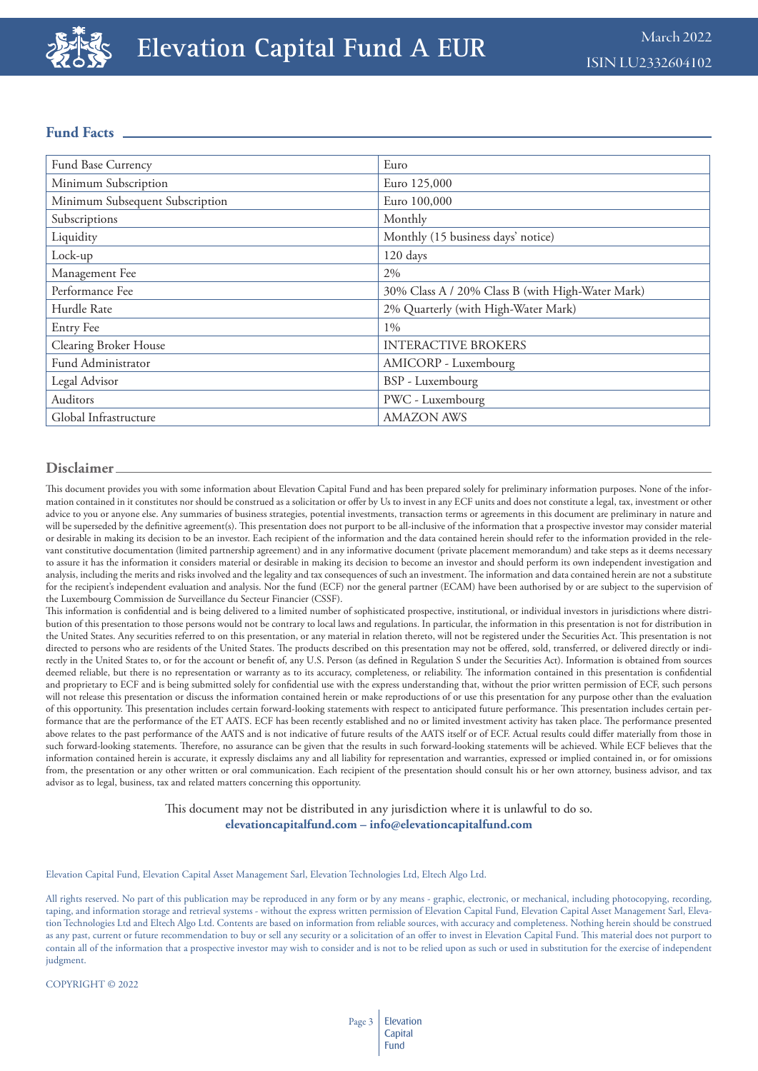# Elevation Capital Fund A EUR

March 2022

ISIN LU2332604102

## Fund Facts

| | |
|---|---|
| Fund Base Currency | Euro |
| Minimum Subscription | Euro 125,000 |
| Minimum Subsequent Subscription | Euro 100,000 |
| Subscriptions | Monthly |
| Liquidity | Monthly (15 business days' notice) |
| Lock-up | 120 days |
| Management Fee | 2% |
| Performance Fee | 30% Class A / 20% Class B (with High-Water Mark) |
| Hurdle Rate | 2% Quarterly (with High-Water Mark) |
| Entry Fee | 1% |
| Clearing Broker House | INTERACTIVE BROKERS |
| Fund Administrator | AMICORP - Luxembourg |
| Legal Advisor | BSP - Luxembourg |
| Auditors | PWC - Luxembourg |
| Global Infrastructure | AMAZON AWS |

## Disclaimer

This document provides you with some information about Elevation Capital Fund and has been prepared solely for preliminary information purposes. None of the information contained in it constitutes nor should be construed as a solicitation or offer by Us to invest in any ECF units and does not constitute a legal, tax, investment or other advice to you or anyone else. Any summaries of business strategies, potential investments, transaction terms or agreements in this document are preliminary in nature and will be superseded by the definitive agreement(s). This presentation does not purport to be all-inclusive of the information that a prospective investor may consider material or desirable in making its decision to be an investor. Each recipient of the information and the data contained herein should refer to the information provided in the relevant constitutive documentation (limited partnership agreement) and in any informative document (private placement memorandum) and take steps as it deems necessary to assure it has the information it considers material or desirable in making its decision to become an investor and should perform its own independent investigation and analysis, including the merits and risks involved and the legality and tax consequences of such an investment. The information and data contained herein are not a substitute for the recipient's independent evaluation and analysis. Nor the fund (ECF) nor the general partner (ECAM) have been authorised by or are subject to the supervision of the Luxembourg Commission de Surveillance du Secteur Financier (CSSF).

This information is confidential and is being delivered to a limited number of sophisticated prospective, institutional, or individual investors in jurisdictions where distribution of this presentation to those persons would not be contrary to local laws and regulations. In particular, the information in this presentation is not for distribution in the United States. Any securities referred to on this presentation, or any material in relation thereto, will not be registered under the Securities Act. This presentation is not directed to persons who are residents of the United States. The products described on this presentation may not be offered, sold, transferred, or delivered directly or indirectly in the United States to, or for the account or benefit of, any U.S. Person (as defined in Regulation S under the Securities Act). Information is obtained from sources deemed reliable, but there is no representation or warranty as to its accuracy, completeness, or reliability. The information contained in this presentation is confidential and proprietary to ECF and is being submitted solely for confidential use with the express understanding that, without the prior written permission of ECF, such persons will not release this presentation or discuss the information contained herein or make reproductions of or use this presentation for any purpose other than the evaluation of this opportunity. This presentation includes certain forward-looking statements with respect to anticipated future performance. This presentation includes certain performance that are the performance of the ET AATS. ECF has been recently established and no or limited investment activity has taken place. The performance presented above relates to the past performance of the AATS and is not indicative of future results of the AATS itself or of ECF. Actual results could differ materially from those in such forward-looking statements. Therefore, no assurance can be given that the results in such forward-looking statements will be achieved. While ECF believes that the information contained herein is accurate, it expressly disclaims any and all liability for representation and warranties, expressed or implied contained in, or for omissions from, the presentation or any other written or oral communication. Each recipient of the presentation should consult his or her own attorney, business advisor, and tax advisor as to legal, business, tax and related matters concerning this opportunity.

This document may not be distributed in any jurisdiction where it is unlawful to do so.

**elevationcapitalfund.com – info@elevationcapitalfund.com**

Elevation Capital Fund, Elevation Capital Asset Management Sarl, Elevation Technologies Ltd, Eltech Algo Ltd.

All rights reserved. No part of this publication may be reproduced in any form or by any means - graphic, electronic, or mechanical, including photocopying, recording, taping, and information storage and retrieval systems - without the express written permission of Elevation Capital Fund, Elevation Capital Asset Management Sarl, Elevation Technologies Ltd and Eltech Algo Ltd. Contents are based on information from reliable sources, with accuracy and completeness. Nothing herein should be construed as any past, current or future recommendation to buy or sell any security or a solicitation of an offer to invest in Elevation Capital Fund. This material does not purport to contain all of the information that a prospective investor may wish to consider and is not to be relied upon as such or used in substitution for the exercise of independent judgment.

COPYRIGHT © 2022